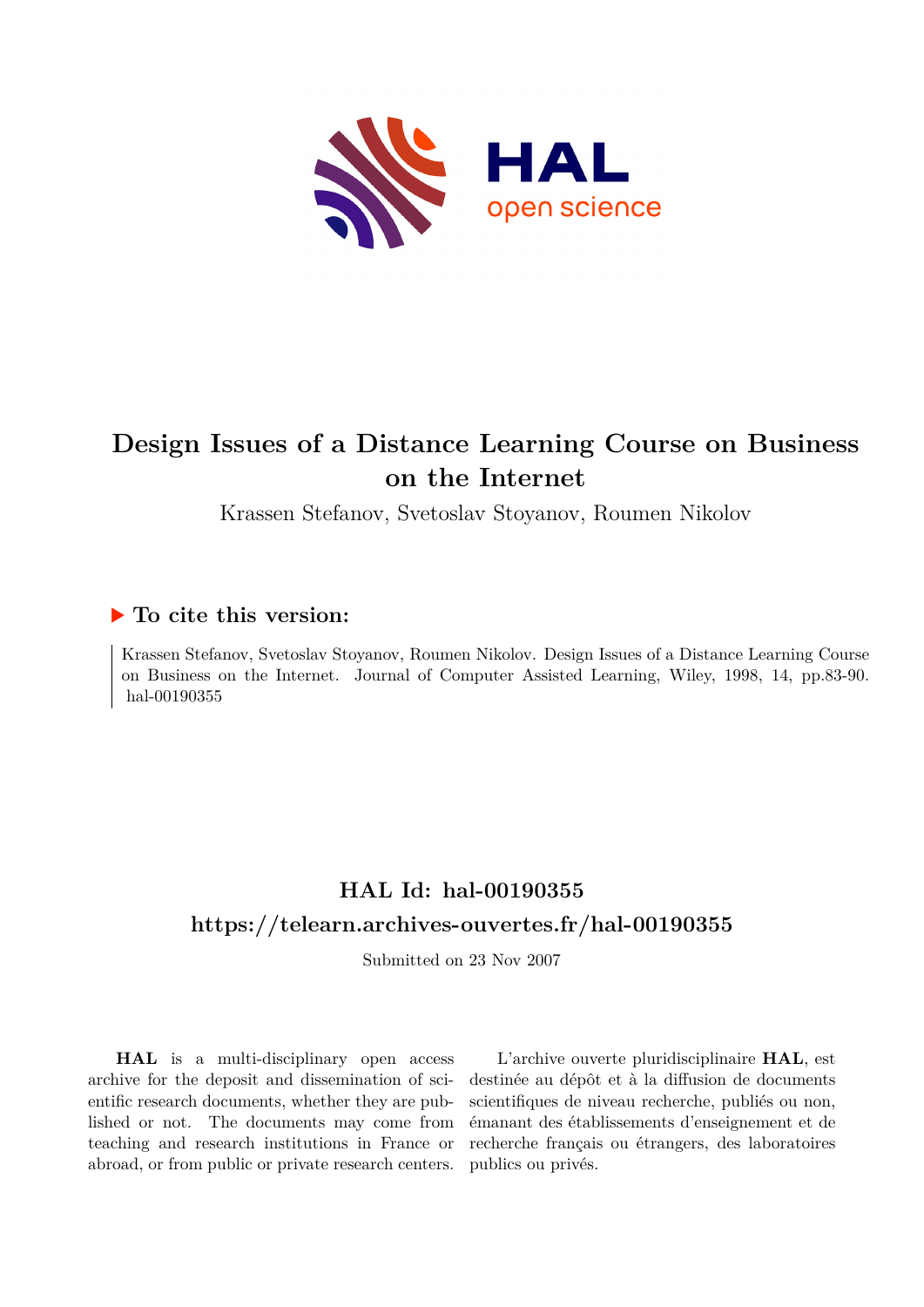# Design Issues of a Distance Learning Course on Business on the Internet

Krassen Stefanov, Svetoslav Stoyanov, Roumen Nikolov

### ▶ To cite this version:

Krassen Stefanov, Svetoslav Stoyanov, Roumen Nikolov. Design Issues of a Distance Learning Course on Business on the Internet. Journal of Computer Assisted Learning, Wiley, 1998, 14, pp.83-90. hal-00190355

## HAL Id: hal-00190355

## https://telearn.archives-ouvertes.fr/hal-00190355

Submitted on 23 Nov 2007

**HAL** is a multi-disciplinary open access archive for the deposit and dissemination of scientific research documents, whether they are published or not. The documents may come from teaching and research institutions in France or abroad, or from public or private research centers.

L'archive ouverte pluridisciplinaire **HAL**, est destinée au dépôt et à la diffusion de documents scientifiques de niveau recherche, publiés ou non, émanant des établissements d'enseignement et de recherche français ou étrangers, des laboratoires publics ou privés.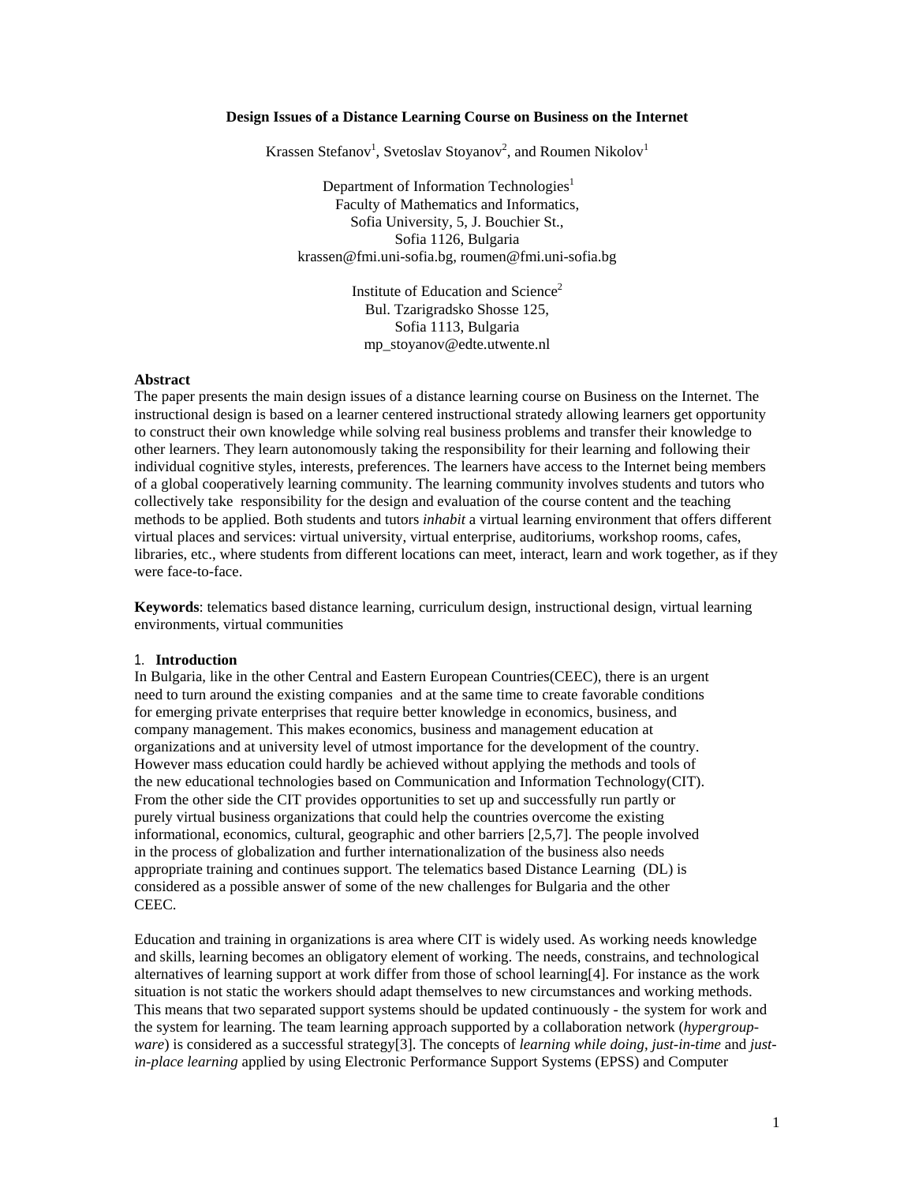**Design Issues of a Distance Learning Course on Business on the Internet**

Krassen Stefanov[1], Svetoslav Stoyanov[2], and Roumen Nikolov[1]

Department of Information Technologies[1]
Faculty of Mathematics and Informatics,
Sofia University, 5, J. Bouchier St.,
Sofia 1126, Bulgaria
krassen@fmi.uni-sofia.bg, roumen@fmi.uni-sofia.bg

Institute of Education and Science[2]
Bul. Tzarigradsko Shosse 125,
Sofia 1113, Bulgaria
mp_stoyanov@edte.utwente.nl

**Abstract**

The paper presents the main design issues of a distance learning course on Business on the Internet. The instructional design is based on a learner centered instructional stratedy allowing learners get opportunity to construct their own knowledge while solving real business problems and transfer their knowledge to other learners. They learn autonomously taking the responsibility for their learning and following their individual cognitive styles, interests, preferences. The learners have access to the Internet being members of a global cooperatively learning community. The learning community involves students and tutors who collectively take responsibility for the design and evaluation of the course content and the teaching methods to be applied. Both students and tutors *inhabit* a virtual learning environment that offers different virtual places and services: virtual university, virtual enterprise, auditoriums, workshop rooms, cafes, libraries, etc., where students from different locations can meet, interact, learn and work together, as if they were face-to-face.

**Keywords**: telematics based distance learning, curriculum design, instructional design, virtual learning environments, virtual communities

## 1. Introduction

In Bulgaria, like in the other Central and Eastern European Countries(CEEC), there is an urgent need to turn around the existing companies and at the same time to create favorable conditions for emerging private enterprises that require better knowledge in economics, business, and company management. This makes economics, business and management education at organizations and at university level of utmost importance for the development of the country. However mass education could hardly be achieved without applying the methods and tools of the new educational technologies based on Communication and Information Technology(CIT). From the other side the CIT provides opportunities to set up and successfully run partly or purely virtual business organizations that could help the countries overcome the existing informational, economics, cultural, geographic and other barriers [2,5,7]. The people involved in the process of globalization and further internationalization of the business also needs appropriate training and continues support. The telematics based Distance Learning (DL) is considered as a possible answer of some of the new challenges for Bulgaria and the other CEEC.

Education and training in organizations is area where CIT is widely used. As working needs knowledge and skills, learning becomes an obligatory element of working. The needs, constrains, and technological alternatives of learning support at work differ from those of school learning[4]. For instance as the work situation is not static the workers should adapt themselves to new circumstances and working methods. This means that two separated support systems should be updated continuously - the system for work and the system for learning. The team learning approach supported by a collaboration network (*hypergroup-ware*) is considered as a successful strategy[3]. The concepts of *learning while doing*, *just-in-time* and *just-in-place learning* applied by using Electronic Performance Support Systems (EPSS) and Computer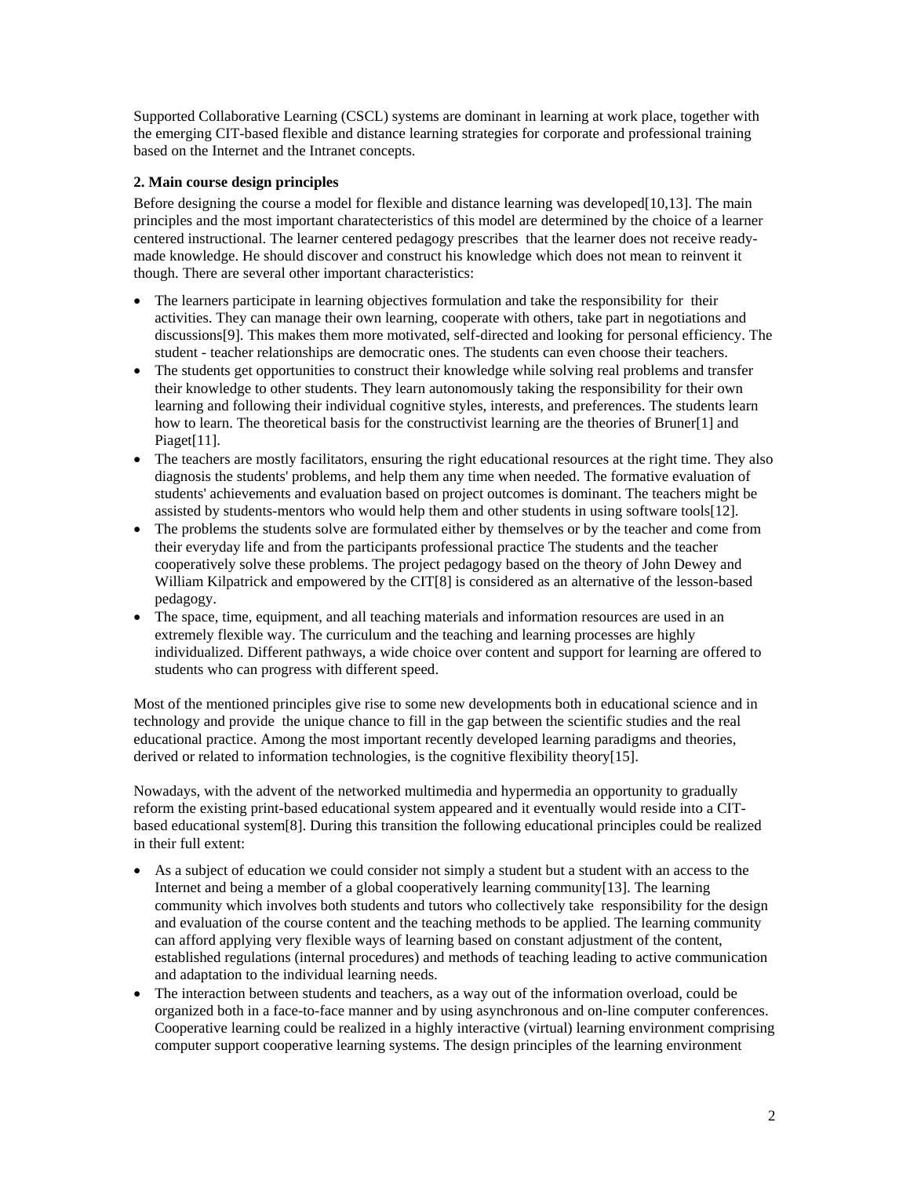Supported Collaborative Learning (CSCL) systems are dominant in learning at work place, together with the emerging CIT-based flexible and distance learning strategies for corporate and professional training based on the Internet and the Intranet concepts.

**2. Main course design principles**

Before designing the course a model for flexible and distance learning was developed[10,13]. The main principles and the most important charatecteristics of this model are determined by the choice of a learner centered instructional. The learner centered pedagogy prescribes that the learner does not receive ready-made knowledge. He should discover and construct his knowledge which does not mean to reinvent it though. There are several other important characteristics:

- The learners participate in learning objectives formulation and take the responsibility for their activities. They can manage their own learning, cooperate with others, take part in negotiations and discussions[9]. This makes them more motivated, self-directed and looking for personal efficiency. The student - teacher relationships are democratic ones. The students can even choose their teachers.
- The students get opportunities to construct their knowledge while solving real problems and transfer their knowledge to other students. They learn autonomously taking the responsibility for their own learning and following their individual cognitive styles, interests, and preferences. The students learn how to learn. The theoretical basis for the constructivist learning are the theories of Bruner[1] and Piaget[11].
- The teachers are mostly facilitators, ensuring the right educational resources at the right time. They also diagnosis the students' problems, and help them any time when needed. The formative evaluation of students' achievements and evaluation based on project outcomes is dominant. The teachers might be assisted by students-mentors who would help them and other students in using software tools[12].
- The problems the students solve are formulated either by themselves or by the teacher and come from their everyday life and from the participants professional practice The students and the teacher cooperatively solve these problems. The project pedagogy based on the theory of John Dewey and William Kilpatrick and empowered by the CIT[8] is considered as an alternative of the lesson-based pedagogy.
- The space, time, equipment, and all teaching materials and information resources are used in an extremely flexible way. The curriculum and the teaching and learning processes are highly individualized. Different pathways, a wide choice over content and support for learning are offered to students who can progress with different speed.

Most of the mentioned principles give rise to some new developments both in educational science and in technology and provide the unique chance to fill in the gap between the scientific studies and the real educational practice. Among the most important recently developed learning paradigms and theories, derived or related to information technologies, is the cognitive flexibility theory[15].

Nowadays, with the advent of the networked multimedia and hypermedia an opportunity to gradually reform the existing print-based educational system appeared and it eventually would reside into a CIT-based educational system[8]. During this transition the following educational principles could be realized in their full extent:

- As a subject of education we could consider not simply a student but a student with an access to the Internet and being a member of a global cooperatively learning community[13]. The learning community which involves both students and tutors who collectively take responsibility for the design and evaluation of the course content and the teaching methods to be applied. The learning community can afford applying very flexible ways of learning based on constant adjustment of the content, established regulations (internal procedures) and methods of teaching leading to active communication and adaptation to the individual learning needs.
- The interaction between students and teachers, as a way out of the information overload, could be organized both in a face-to-face manner and by using asynchronous and on-line computer conferences. Cooperative learning could be realized in a highly interactive (virtual) learning environment comprising computer support cooperative learning systems. The design principles of the learning environment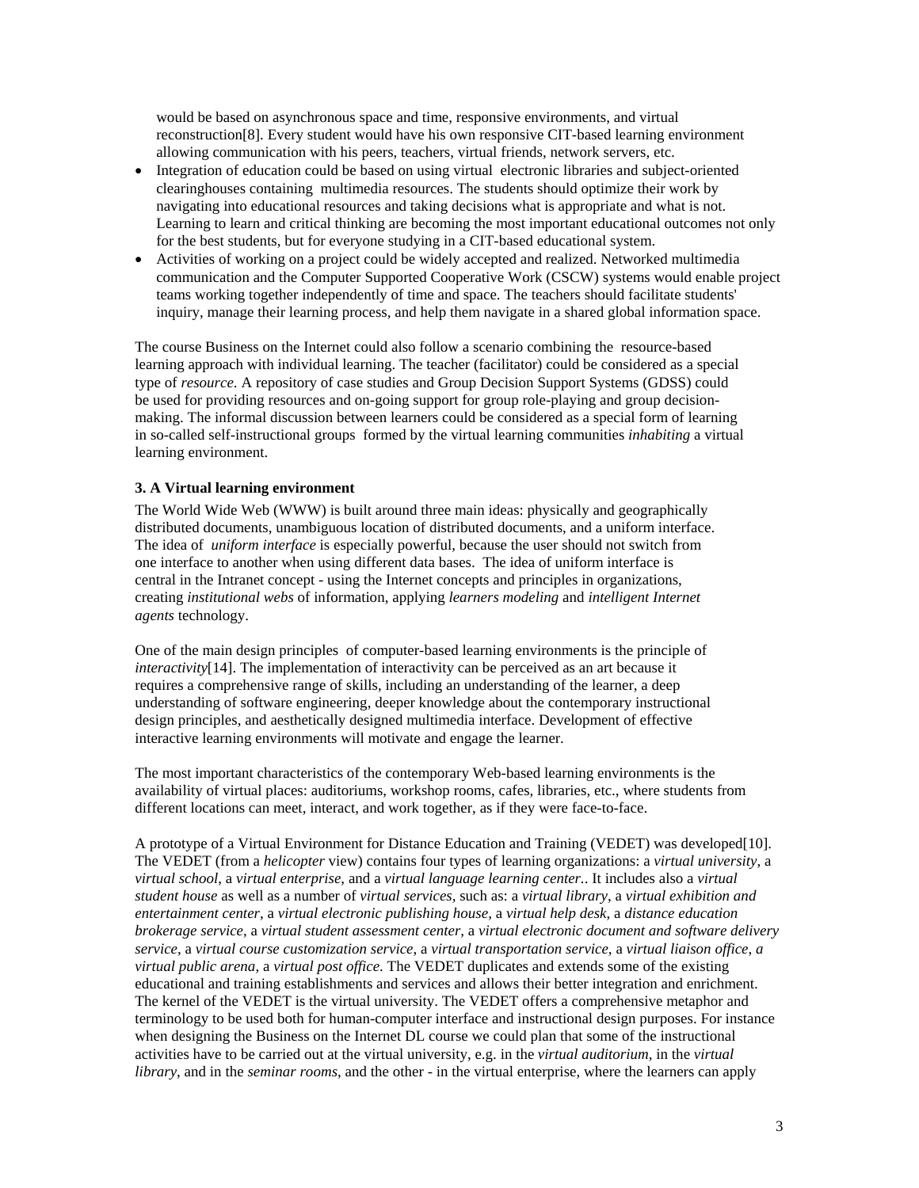would be based on asynchronous space and time, responsive environments, and virtual reconstruction[8]. Every student would have his own responsive CIT-based learning environment allowing communication with his peers, teachers, virtual friends, network servers, etc.

- Integration of education could be based on using virtual electronic libraries and subject-oriented clearinghouses containing multimedia resources. The students should optimize their work by navigating into educational resources and taking decisions what is appropriate and what is not. Learning to learn and critical thinking are becoming the most important educational outcomes not only for the best students, but for everyone studying in a CIT-based educational system.
- Activities of working on a project could be widely accepted and realized. Networked multimedia communication and the Computer Supported Cooperative Work (CSCW) systems would enable project teams working together independently of time and space. The teachers should facilitate students' inquiry, manage their learning process, and help them navigate in a shared global information space.

The course Business on the Internet could also follow a scenario combining the resource-based learning approach with individual learning. The teacher (facilitator) could be considered as a special type of *resource*. A repository of case studies and Group Decision Support Systems (GDSS) could be used for providing resources and on-going support for group role-playing and group decision-making. The informal discussion between learners could be considered as a special form of learning in so-called self-instructional groups formed by the virtual learning communities *inhabiting* a virtual learning environment.

### 3. A Virtual learning environment

The World Wide Web (WWW) is built around three main ideas: physically and geographically distributed documents, unambiguous location of distributed documents, and a uniform interface. The idea of *uniform interface* is especially powerful, because the user should not switch from one interface to another when using different data bases. The idea of uniform interface is central in the Intranet concept - using the Internet concepts and principles in organizations, creating *institutional webs* of information, applying *learners modeling* and *intelligent Internet agents* technology.

One of the main design principles of computer-based learning environments is the principle of *interactivity*[14]. The implementation of interactivity can be perceived as an art because it requires a comprehensive range of skills, including an understanding of the learner, a deep understanding of software engineering, deeper knowledge about the contemporary instructional design principles, and aesthetically designed multimedia interface. Development of effective interactive learning environments will motivate and engage the learner.

The most important characteristics of the contemporary Web-based learning environments is the availability of virtual places: auditoriums, workshop rooms, cafes, libraries, etc., where students from different locations can meet, interact, and work together, as if they were face-to-face.

A prototype of a Virtual Environment for Distance Education and Training (VEDET) was developed[10]. The VEDET (from a *helicopter* view) contains four types of learning organizations: a *virtual university*, a *virtual school*, a *virtual enterprise*, and a *virtual language learning center.*. It includes also a *virtual student house* as well as a number of *virtual services*, such as: a *virtual library*, a *virtual exhibition and entertainment center*, a *virtual electronic publishing house*, a *virtual help desk*, a *distance education brokerage service*, a *virtual student assessment center*, a *virtual electronic document and software delivery service*, a *virtual course customization service*, a *virtual transportation service*, a *virtual liaison office*, *a virtual public arena*, a *virtual post office*. The VEDET duplicates and extends some of the existing educational and training establishments and services and allows their better integration and enrichment. The kernel of the VEDET is the virtual university. The VEDET offers a comprehensive metaphor and terminology to be used both for human-computer interface and instructional design purposes. For instance when designing the Business on the Internet DL course we could plan that some of the instructional activities have to be carried out at the virtual university, e.g. in the *virtual auditorium*, in the *virtual library*, and in the *seminar rooms*, and the other - in the virtual enterprise, where the learners can apply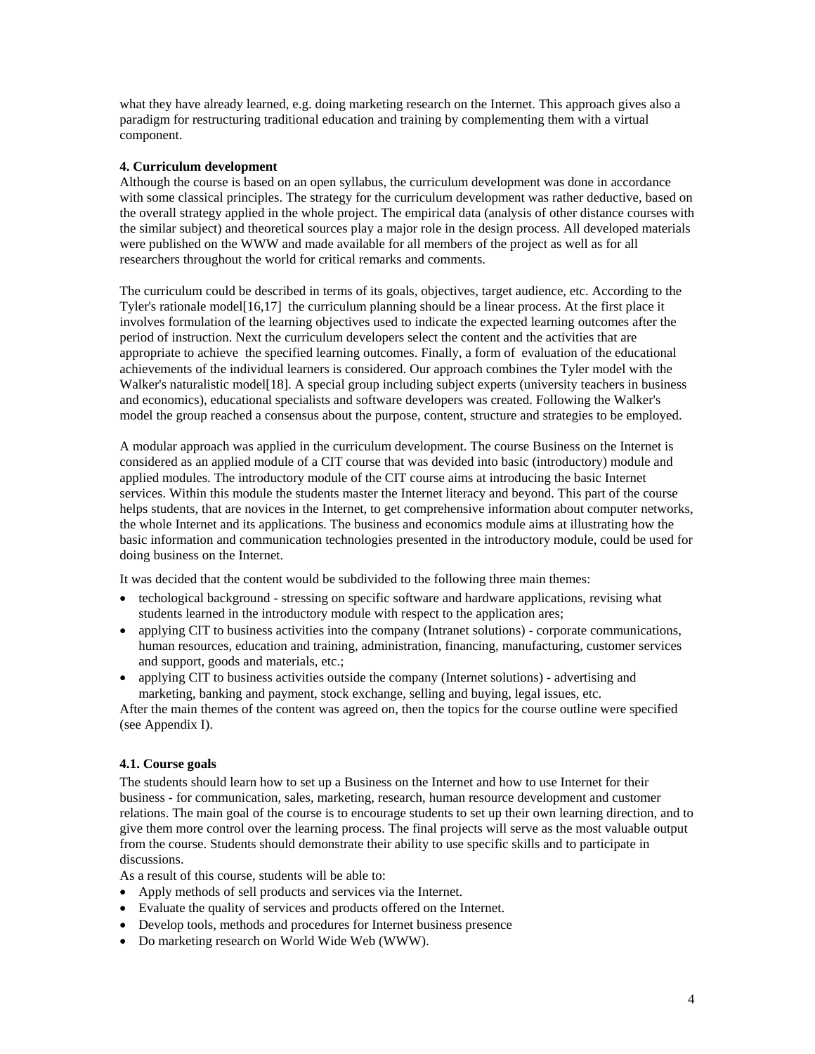what they have already learned, e.g. doing marketing research on the Internet. This approach gives also a paradigm for restructuring traditional education and training by complementing them with a virtual component.

## 4. Curriculum development

Although the course is based on an open syllabus, the curriculum development was done in accordance with some classical principles. The strategy for the curriculum development was rather deductive, based on the overall strategy applied in the whole project. The empirical data (analysis of other distance courses with the similar subject) and theoretical sources play a major role in the design process. All developed materials were published on the WWW and made available for all members of the project as well as for all researchers throughout the world for critical remarks and comments.

The curriculum could be described in terms of its goals, objectives, target audience, etc. According to the Tyler's rationale model[16,17] the curriculum planning should be a linear process. At the first place it involves formulation of the learning objectives used to indicate the expected learning outcomes after the period of instruction. Next the curriculum developers select the content and the activities that are appropriate to achieve the specified learning outcomes. Finally, a form of evaluation of the educational achievements of the individual learners is considered. Our approach combines the Tyler model with the Walker's naturalistic model[18]. A special group including subject experts (university teachers in business and economics), educational specialists and software developers was created. Following the Walker's model the group reached a consensus about the purpose, content, structure and strategies to be employed.

A modular approach was applied in the curriculum development. The course Business on the Internet is considered as an applied module of a CIT course that was devided into basic (introductory) module and applied modules. The introductory module of the CIT course aims at introducing the basic Internet services. Within this module the students master the Internet literacy and beyond. This part of the course helps students, that are novices in the Internet, to get comprehensive information about computer networks, the whole Internet and its applications. The business and economics module aims at illustrating how the basic information and communication technologies presented in the introductory module, could be used for doing business on the Internet.

It was decided that the content would be subdivided to the following three main themes:

- techological background - stressing on specific software and hardware applications, revising what students learned in the introductory module with respect to the application ares;
- applying CIT to business activities into the company (Intranet solutions) - corporate communications, human resources, education and training, administration, financing, manufacturing, customer services and support, goods and materials, etc.;
- applying CIT to business activities outside the company (Internet solutions) - advertising and marketing, banking and payment, stock exchange, selling and buying, legal issues, etc.

After the main themes of the content was agreed on, then the topics for the course outline were specified (see Appendix I).

### 4.1. Course goals

The students should learn how to set up a Business on the Internet and how to use Internet for their business - for communication, sales, marketing, research, human resource development and customer relations. The main goal of the course is to encourage students to set up their own learning direction, and to give them more control over the learning process. The final projects will serve as the most valuable output from the course. Students should demonstrate their ability to use specific skills and to participate in discussions.

As a result of this course, students will be able to:

- Apply methods of sell products and services via the Internet.
- Evaluate the quality of services and products offered on the Internet.
- Develop tools, methods and procedures for Internet business presence
- Do marketing research on World Wide Web (WWW).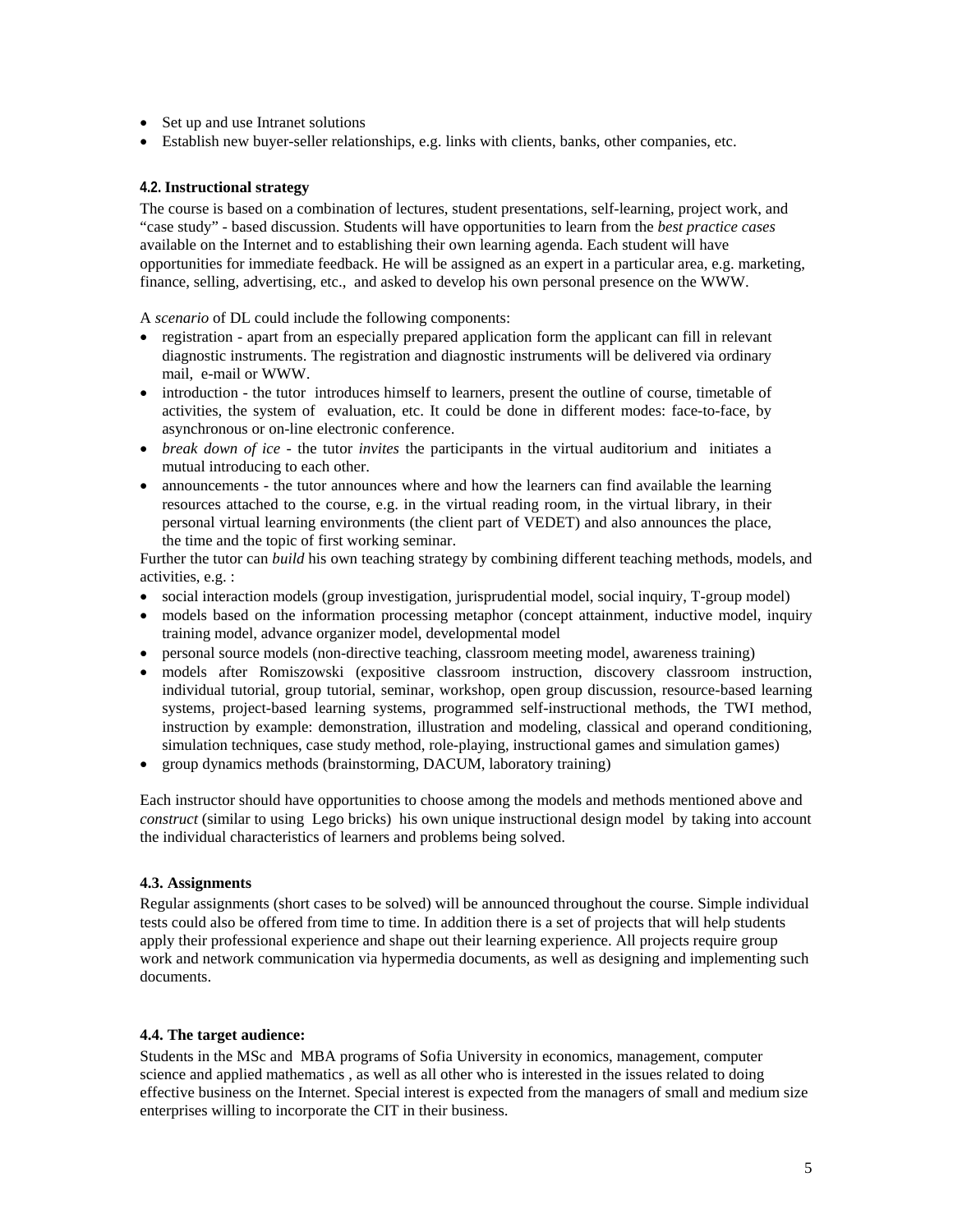- Set up and use Intranet solutions
- Establish new buyer-seller relationships, e.g. links with clients, banks, other companies, etc.

#### 4.2. Instructional strategy

The course is based on a combination of lectures, student presentations, self-learning, project work, and "case study" - based discussion. Students will have opportunities to learn from the *best practice cases* available on the Internet and to establishing their own learning agenda. Each student will have opportunities for immediate feedback. He will be assigned as an expert in a particular area, e.g. marketing, finance, selling, advertising, etc., and asked to develop his own personal presence on the WWW.

A *scenario* of DL could include the following components:

- registration - apart from an especially prepared application form the applicant can fill in relevant diagnostic instruments. The registration and diagnostic instruments will be delivered via ordinary mail, e-mail or WWW.
- introduction - the tutor introduces himself to learners, present the outline of course, timetable of activities, the system of evaluation, etc. It could be done in different modes: face-to-face, by asynchronous or on-line electronic conference.
- *break down of ice* - the tutor *invites* the participants in the virtual auditorium and initiates a mutual introducing to each other.
- announcements - the tutor announces where and how the learners can find available the learning resources attached to the course, e.g. in the virtual reading room, in the virtual library, in their personal virtual learning environments (the client part of VEDET) and also announces the place, the time and the topic of first working seminar.

Further the tutor can *build* his own teaching strategy by combining different teaching methods, models, and activities, e.g. :

- social interaction models (group investigation, jurisprudential model, social inquiry, T-group model)
- models based on the information processing metaphor (concept attainment, inductive model, inquiry training model, advance organizer model, developmental model
- personal source models (non-directive teaching, classroom meeting model, awareness training)
- models after Romiszowski (expositive classroom instruction, discovery classroom instruction, individual tutorial, group tutorial, seminar, workshop, open group discussion, resource-based learning systems, project-based learning systems, programmed self-instructional methods, the TWI method, instruction by example: demonstration, illustration and modeling, classical and operand conditioning, simulation techniques, case study method, role-playing, instructional games and simulation games)
- group dynamics methods (brainstorming, DACUM, laboratory training)

Each instructor should have opportunities to choose among the models and methods mentioned above and *construct* (similar to using Lego bricks) his own unique instructional design model by taking into account the individual characteristics of learners and problems being solved.

#### 4.3. Assignments

Regular assignments (short cases to be solved) will be announced throughout the course. Simple individual tests could also be offered from time to time. In addition there is a set of projects that will help students apply their professional experience and shape out their learning experience. All projects require group work and network communication via hypermedia documents, as well as designing and implementing such documents.

#### 4.4. The target audience:

Students in the MSc and MBA programs of Sofia University in economics, management, computer science and applied mathematics , as well as all other who is interested in the issues related to doing effective business on the Internet. Special interest is expected from the managers of small and medium size enterprises willing to incorporate the CIT in their business.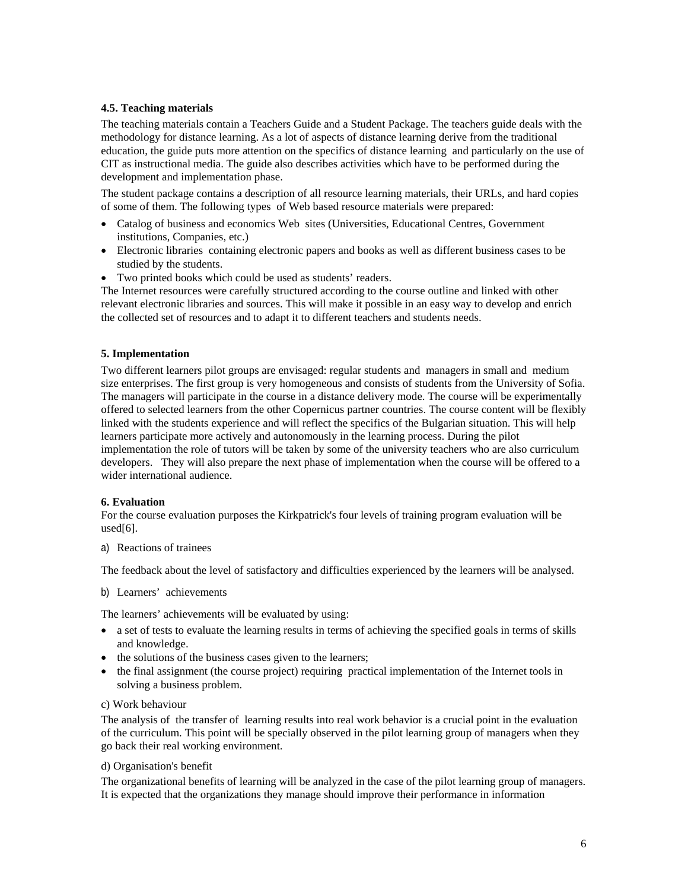### 4.5. Teaching materials

The teaching materials contain a Teachers Guide and a Student Package. The teachers guide deals with the methodology for distance learning. As a lot of aspects of distance learning derive from the traditional education, the guide puts more attention on the specifics of distance learning and particularly on the use of CIT as instructional media. The guide also describes activities which have to be performed during the development and implementation phase.

The student package contains a description of all resource learning materials, their URLs, and hard copies of some of them. The following types of Web based resource materials were prepared:

- Catalog of business and economics Web sites (Universities, Educational Centres, Government institutions, Companies, etc.)
- Electronic libraries containing electronic papers and books as well as different business cases to be studied by the students.
- Two printed books which could be used as students' readers.

The Internet resources were carefully structured according to the course outline and linked with other relevant electronic libraries and sources. This will make it possible in an easy way to develop and enrich the collected set of resources and to adapt it to different teachers and students needs.

## 5. Implementation

Two different learners pilot groups are envisaged: regular students and managers in small and medium size enterprises. The first group is very homogeneous and consists of students from the University of Sofia. The managers will participate in the course in a distance delivery mode. The course will be experimentally offered to selected learners from the other Copernicus partner countries. The course content will be flexibly linked with the students experience and will reflect the specifics of the Bulgarian situation. This will help learners participate more actively and autonomously in the learning process. During the pilot implementation the role of tutors will be taken by some of the university teachers who are also curriculum developers. They will also prepare the next phase of implementation when the course will be offered to a wider international audience.

## 6. Evaluation

For the course evaluation purposes the Kirkpatrick's four levels of training program evaluation will be used[6].

a) Reactions of trainees

The feedback about the level of satisfactory and difficulties experienced by the learners will be analysed.

b) Learners' achievements

The learners' achievements will be evaluated by using:

- a set of tests to evaluate the learning results in terms of achieving the specified goals in terms of skills and knowledge.
- the solutions of the business cases given to the learners;
- the final assignment (the course project) requiring practical implementation of the Internet tools in solving a business problem.

c) Work behaviour

The analysis of the transfer of learning results into real work behavior is a crucial point in the evaluation of the curriculum. This point will be specially observed in the pilot learning group of managers when they go back their real working environment.

d) Organisation's benefit

The organizational benefits of learning will be analyzed in the case of the pilot learning group of managers. It is expected that the organizations they manage should improve their performance in information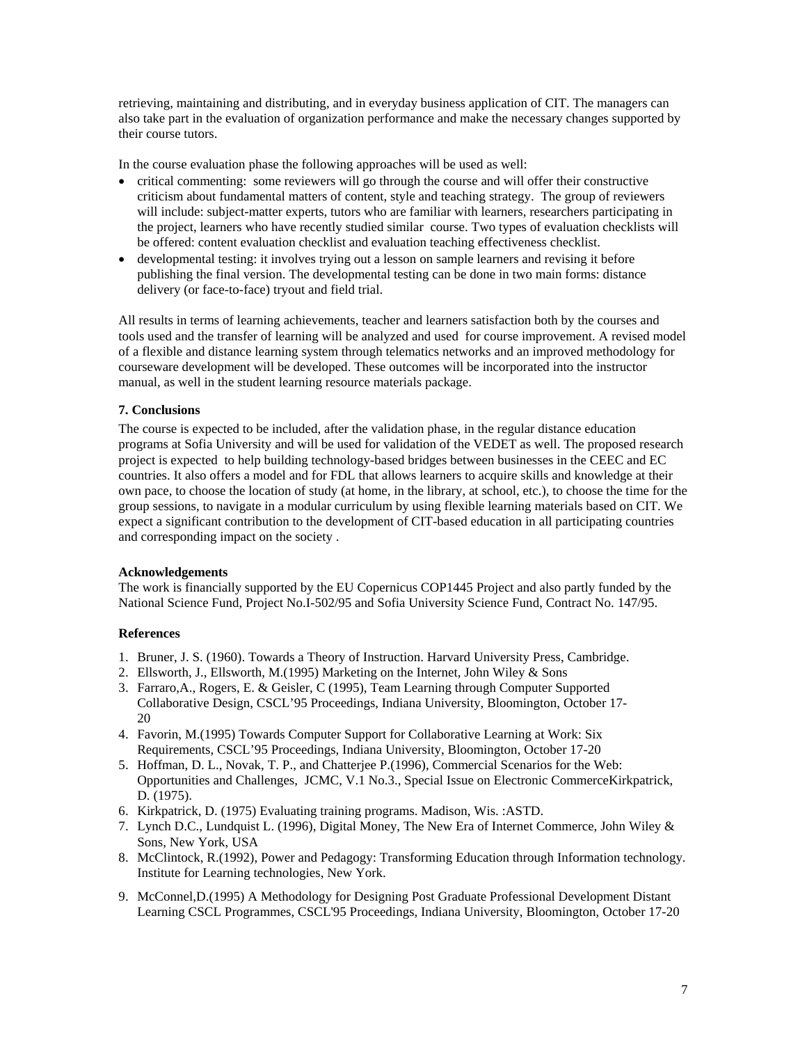retrieving, maintaining and distributing, and in everyday business application of CIT. The managers can also take part in the evaluation of organization performance and make the necessary changes supported by their course tutors.

In the course evaluation phase the following approaches will be used as well:

- critical commenting: some reviewers will go through the course and will offer their constructive criticism about fundamental matters of content, style and teaching strategy. The group of reviewers will include: subject-matter experts, tutors who are familiar with learners, researchers participating in the project, learners who have recently studied similar course. Two types of evaluation checklists will be offered: content evaluation checklist and evaluation teaching effectiveness checklist.
- developmental testing: it involves trying out a lesson on sample learners and revising it before publishing the final version. The developmental testing can be done in two main forms: distance delivery (or face-to-face) tryout and field trial.

All results in terms of learning achievements, teacher and learners satisfaction both by the courses and tools used and the transfer of learning will be analyzed and used for course improvement. A revised model of a flexible and distance learning system through telematics networks and an improved methodology for courseware development will be developed. These outcomes will be incorporated into the instructor manual, as well in the student learning resource materials package.

### 7. Conclusions

The course is expected to be included, after the validation phase, in the regular distance education programs at Sofia University and will be used for validation of the VEDET as well. The proposed research project is expected to help building technology-based bridges between businesses in the CEEC and EC countries. It also offers a model and for FDL that allows learners to acquire skills and knowledge at their own pace, to choose the location of study (at home, in the library, at school, etc.), to choose the time for the group sessions, to navigate in a modular curriculum by using flexible learning materials based on CIT. We expect a significant contribution to the development of CIT-based education in all participating countries and corresponding impact on the society .

### Acknowledgements

The work is financially supported by the EU Copernicus COP1445 Project and also partly funded by the National Science Fund, Project No.I-502/95 and Sofia University Science Fund, Contract No. 147/95.

### References

1. Bruner, J. S. (1960). Towards a Theory of Instruction. Harvard University Press, Cambridge.
2. Ellsworth, J., Ellsworth, M.(1995) Marketing on the Internet, John Wiley & Sons
3. Farraro,A., Rogers, E. & Geisler, C (1995), Team Learning through Computer Supported Collaborative Design, CSCL'95 Proceedings, Indiana University, Bloomington, October 17-20
4. Favorin, M.(1995) Towards Computer Support for Collaborative Learning at Work: Six Requirements, CSCL'95 Proceedings, Indiana University, Bloomington, October 17-20
5. Hoffman, D. L., Novak, T. P., and Chatterjee P.(1996), Commercial Scenarios for the Web: Opportunities and Challenges, JCMC, V.1 No.3., Special Issue on Electronic CommerceKirkpatrick, D. (1975).
6. Kirkpatrick, D. (1975) Evaluating training programs. Madison, Wis. :ASTD.
7. Lynch D.C., Lundquist L. (1996), Digital Money, The New Era of Internet Commerce, John Wiley & Sons, New York, USA
8. McClintock, R.(1992), Power and Pedagogy: Transforming Education through Information technology. Institute for Learning technologies, New York.
9. McConnel,D.(1995) A Methodology for Designing Post Graduate Professional Development Distant Learning CSCL Programmes, CSCL'95 Proceedings, Indiana University, Bloomington, October 17-20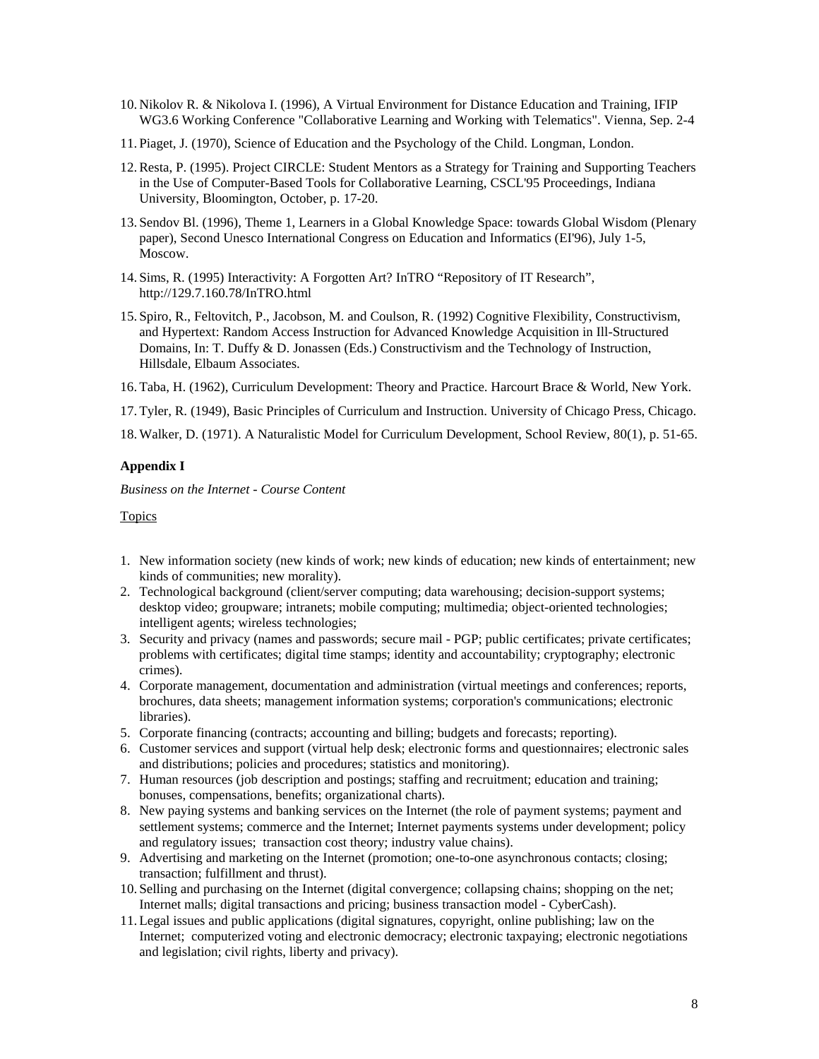10. Nikolov R. & Nikolova I. (1996), A Virtual Environment for Distance Education and Training, IFIP WG3.6 Working Conference "Collaborative Learning and Working with Telematics". Vienna, Sep. 2-4
11. Piaget, J. (1970), Science of Education and the Psychology of the Child. Longman, London.
12. Resta, P. (1995). Project CIRCLE: Student Mentors as a Strategy for Training and Supporting Teachers in the Use of Computer-Based Tools for Collaborative Learning, CSCL'95 Proceedings, Indiana University, Bloomington, October, p. 17-20.
13. Sendov Bl. (1996), Theme 1, Learners in a Global Knowledge Space: towards Global Wisdom (Plenary paper), Second Unesco International Congress on Education and Informatics (EI'96), July 1-5, Moscow.
14. Sims, R. (1995) Interactivity: A Forgotten Art? InTRO "Repository of IT Research", http://129.7.160.78/InTRO.html
15. Spiro, R., Feltovitch, P., Jacobson, M. and Coulson, R. (1992) Cognitive Flexibility, Constructivism, and Hypertext: Random Access Instruction for Advanced Knowledge Acquisition in Ill-Structured Domains, In: T. Duffy & D. Jonassen (Eds.) Constructivism and the Technology of Instruction, Hillsdale, Elbaum Associates.
16. Taba, H. (1962), Curriculum Development: Theory and Practice. Harcourt Brace & World, New York.
17. Tyler, R. (1949), Basic Principles of Curriculum and Instruction. University of Chicago Press, Chicago.
18. Walker, D. (1971). A Naturalistic Model for Curriculum Development, School Review, 80(1), p. 51-65.

## Appendix I

*Business on the Internet - Course Content*

Topics

1. New information society (new kinds of work; new kinds of education; new kinds of entertainment; new kinds of communities; new morality).
2. Technological background (client/server computing; data warehousing; decision-support systems; desktop video; groupware; intranets; mobile computing; multimedia; object-oriented technologies; intelligent agents; wireless technologies;
3. Security and privacy (names and passwords; secure mail - PGP; public certificates; private certificates; problems with certificates; digital time stamps; identity and accountability; cryptography; electronic crimes).
4. Corporate management, documentation and administration (virtual meetings and conferences; reports, brochures, data sheets; management information systems; corporation's communications; electronic libraries).
5. Corporate financing (contracts; accounting and billing; budgets and forecasts; reporting).
6. Customer services and support (virtual help desk; electronic forms and questionnaires; electronic sales and distributions; policies and procedures; statistics and monitoring).
7. Human resources (job description and postings; staffing and recruitment; education and training; bonuses, compensations, benefits; organizational charts).
8. New paying systems and banking services on the Internet (the role of payment systems; payment and settlement systems; commerce and the Internet; Internet payments systems under development; policy and regulatory issues; transaction cost theory; industry value chains).
9. Advertising and marketing on the Internet (promotion; one-to-one asynchronous contacts; closing; transaction; fulfillment and thrust).
10. Selling and purchasing on the Internet (digital convergence; collapsing chains; shopping on the net; Internet malls; digital transactions and pricing; business transaction model - CyberCash).
11. Legal issues and public applications (digital signatures, copyright, online publishing; law on the Internet; computerized voting and electronic democracy; electronic taxpaying; electronic negotiations and legislation; civil rights, liberty and privacy).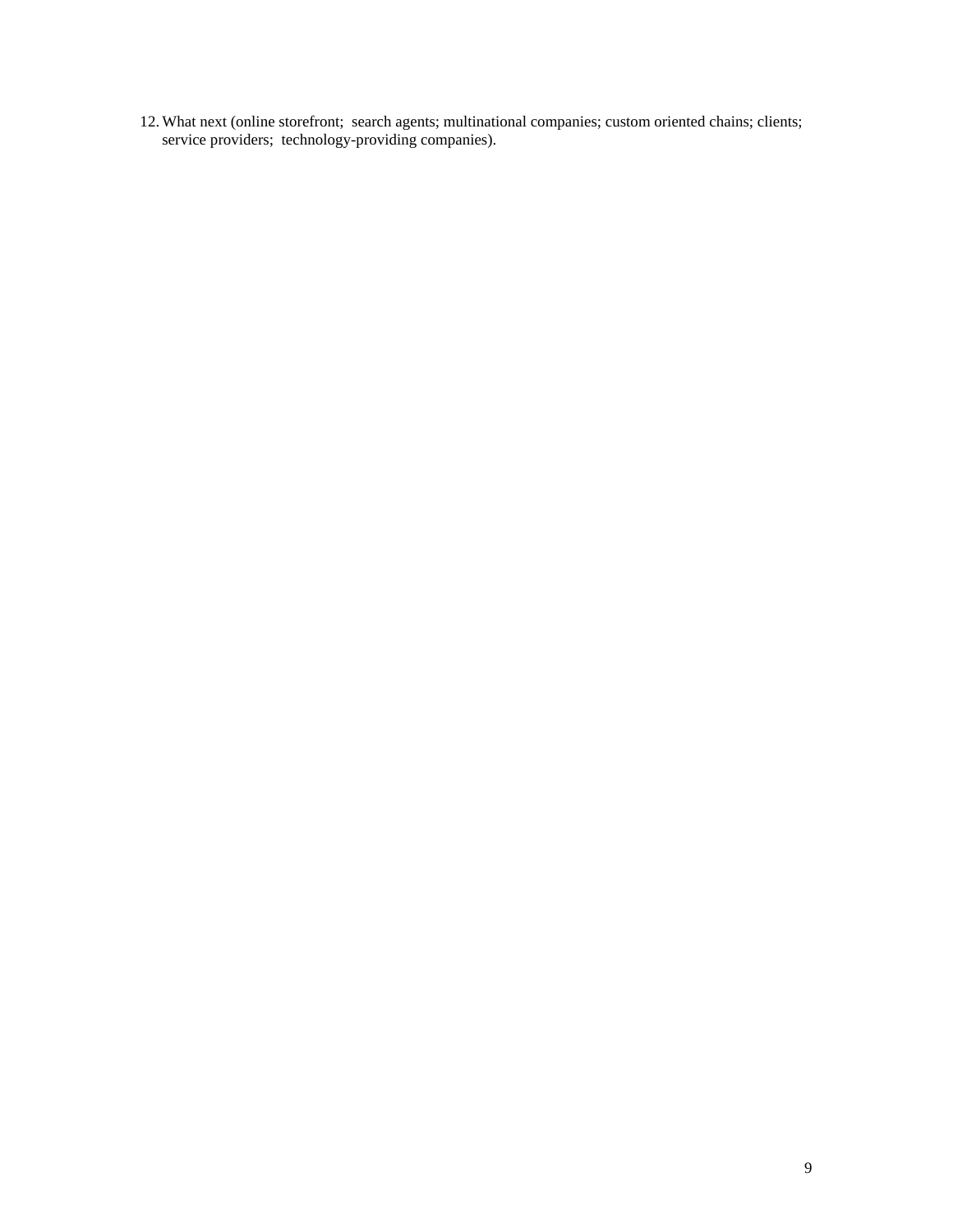12. What next (online storefront;  search agents; multinational companies; custom oriented chains; clients; service providers;  technology-providing companies).